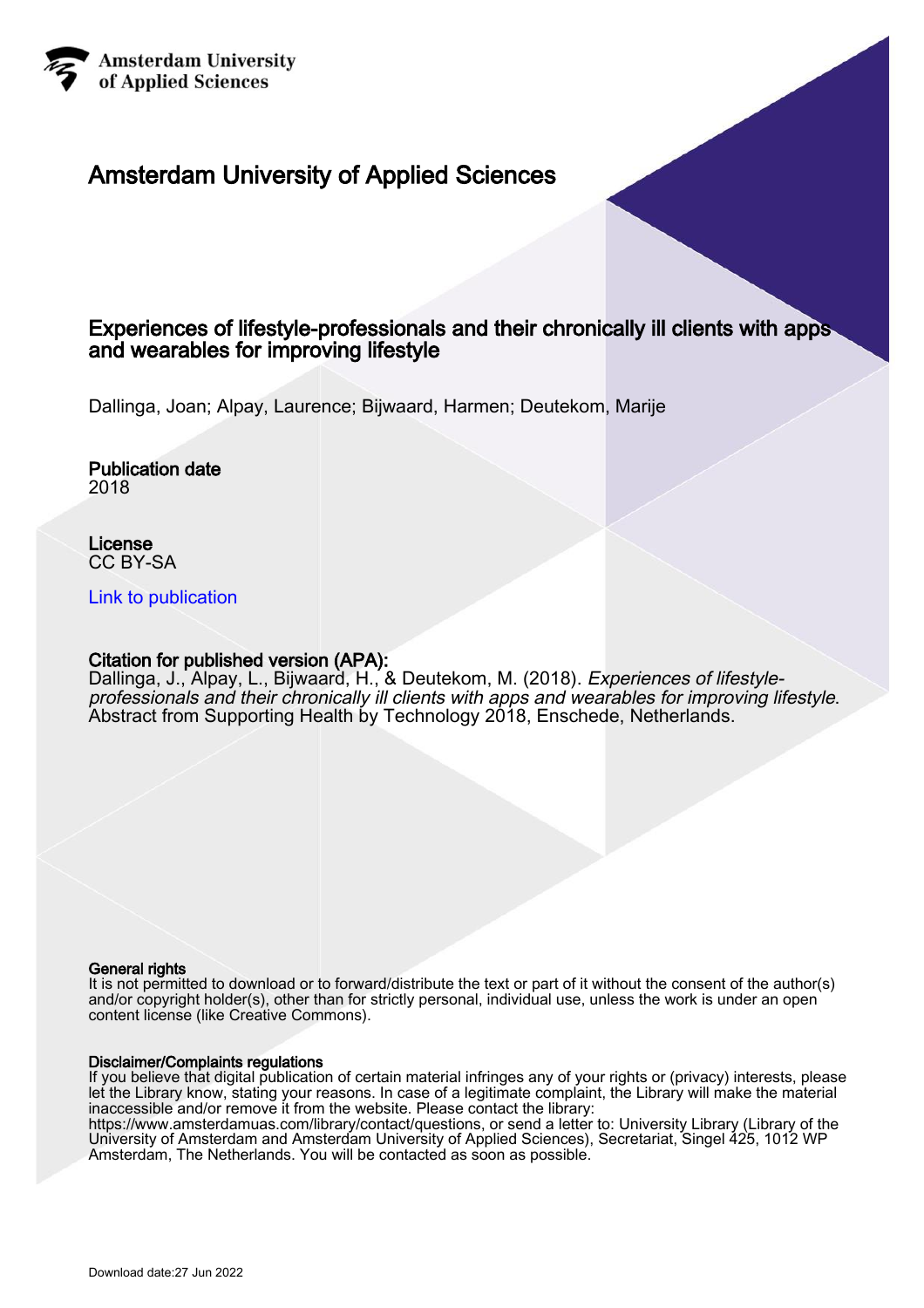Amsterdam University of Applied Sciences

# Amsterdam University of Applied Sciences

## Experiences of lifestyle-professionals and their chronically ill clients with apps and wearables for improving lifestyle

Dallinga, Joan; Alpay, Laurence; Bijwaard, Harmen; Deutekom, Marije

**Publication date**
2018

**License**
CC BY-SA

Link to publication

**Citation for published version (APA):**
Dallinga, J., Alpay, L., Bijwaard, H., & Deutekom, M. (2018). *Experiences of lifestyle-professionals and their chronically ill clients with apps and wearables for improving lifestyle*. Abstract from Supporting Health by Technology 2018, Enschede, Netherlands.

**General rights**
It is not permitted to download or to forward/distribute the text or part of it without the consent of the author(s) and/or copyright holder(s), other than for strictly personal, individual use, unless the work is under an open content license (like Creative Commons).

**Disclaimer/Complaints regulations**
If you believe that digital publication of certain material infringes any of your rights or (privacy) interests, please let the Library know, stating your reasons. In case of a legitimate complaint, the Library will make the material inaccessible and/or remove it from the website. Please contact the library: https://www.amsterdamuas.com/library/contact/questions, or send a letter to: University Library (Library of the University of Amsterdam and Amsterdam University of Applied Sciences), Secretariat, Singel 425, 1012 WP Amsterdam, The Netherlands. You will be contacted as soon as possible.

Download date:27 Jun 2022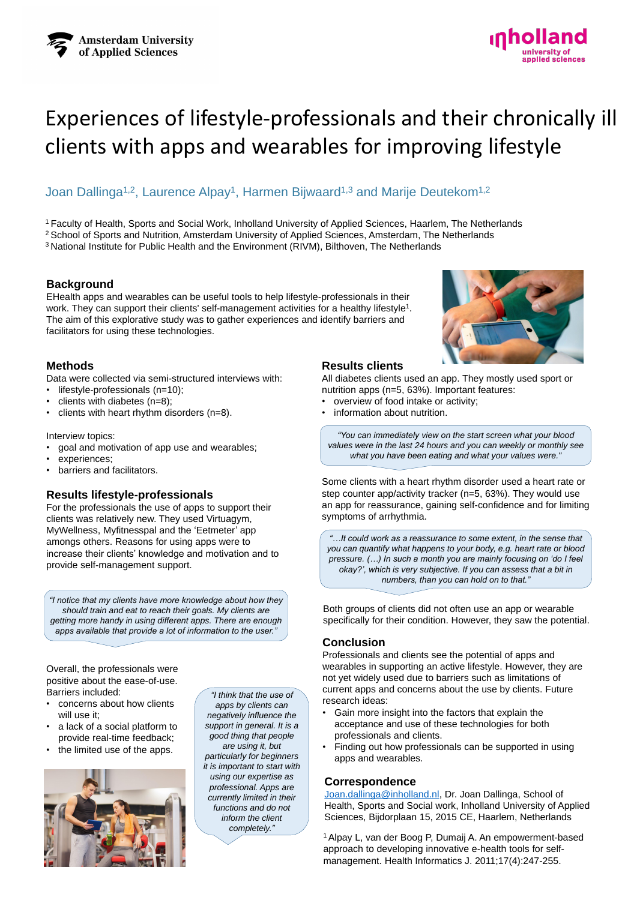Amsterdam University of Applied Sciences

inholland university of applied sciences

# Experiences of lifestyle-professionals and their chronically ill clients with apps and wearables for improving lifestyle

Joan Dallinga[1,2], Laurence Alpay[1], Harmen Bijwaard[1,3] and Marije Deutekom[1,2]

[1] Faculty of Health, Sports and Social Work, Inholland University of Applied Sciences, Haarlem, The Netherlands
[2] School of Sports and Nutrition, Amsterdam University of Applied Sciences, Amsterdam, The Netherlands
[3] National Institute for Public Health and the Environment (RIVM), Bilthoven, The Netherlands

## Background

EHealth apps and wearables can be useful tools to help lifestyle-professionals in their work. They can support their clients' self-management activities for a healthy lifestyle[1]. The aim of this explorative study was to gather experiences and identify barriers and facilitators for using these technologies.

## Methods

Data were collected via semi-structured interviews with:

- lifestyle-professionals (n=10);
- clients with diabetes (n=8);
- clients with heart rhythm disorders (n=8).

Interview topics:

- goal and motivation of app use and wearables;
- experiences;
- barriers and facilitators.

## Results lifestyle-professionals

For the professionals the use of apps to support their clients was relatively new. They used Virtuagym, MyWellness, Myfitnesspal and the 'Eetmeter' app amongs others. Reasons for using apps were to increase their clients' knowledge and motivation and to provide self-management support.

*"I notice that my clients have more knowledge about how they should train and eat to reach their goals. My clients are getting more handy in using different apps. There are enough apps available that provide a lot of information to the user."*

Overall, the professionals were positive about the ease-of-use. Barriers included:

- concerns about how clients will use it;
- a lack of a social platform to provide real-time feedback;
- the limited use of the apps.

*"I think that the use of apps by clients can negatively influence the support in general. It is a good thing that people are using it, but particularly for beginners it is important to start with using our expertise as professional. Apps are currently limited in their functions and do not inform the client completely."*

## Results clients

All diabetes clients used an app. They mostly used sport or nutrition apps (n=5, 63%). Important features:

- overview of food intake or activity;
- information about nutrition.

*"You can immediately view on the start screen what your blood values were in the last 24 hours and you can weekly or monthly see what you have been eating and what your values were."*

Some clients with a heart rhythm disorder used a heart rate or step counter app/activity tracker (n=5, 63%). They would use an app for reassurance, gaining self-confidence and for limiting symptoms of arrhythmia.

*"…It could work as a reassurance to some extent, in the sense that you can quantify what happens to your body, e.g. heart rate or blood pressure. (…) In such a month you are mainly focusing on 'do I feel okay?', which is very subjective. If you can assess that a bit in numbers, than you can hold on to that."*

Both groups of clients did not often use an app or wearable specifically for their condition. However, they saw the potential.

## Conclusion

Professionals and clients see the potential of apps and wearables in supporting an active lifestyle. However, they are not yet widely used due to barriers such as limitations of current apps and concerns about the use by clients. Future research ideas:

- Gain more insight into the factors that explain the acceptance and use of these technologies for both professionals and clients.
- Finding out how professionals can be supported in using apps and wearables.

## Correspondence

Joan.dallinga@inholland.nl, Dr. Joan Dallinga, School of Health, Sports and Social work, Inholland University of Applied Sciences, Bijdorplaan 15, 2015 CE, Haarlem, Netherlands

[1] Alpay L, van der Boog P, Dumaij A. An empowerment-based approach to developing innovative e-health tools for self-management. Health Informatics J. 2011;17(4):247-255.